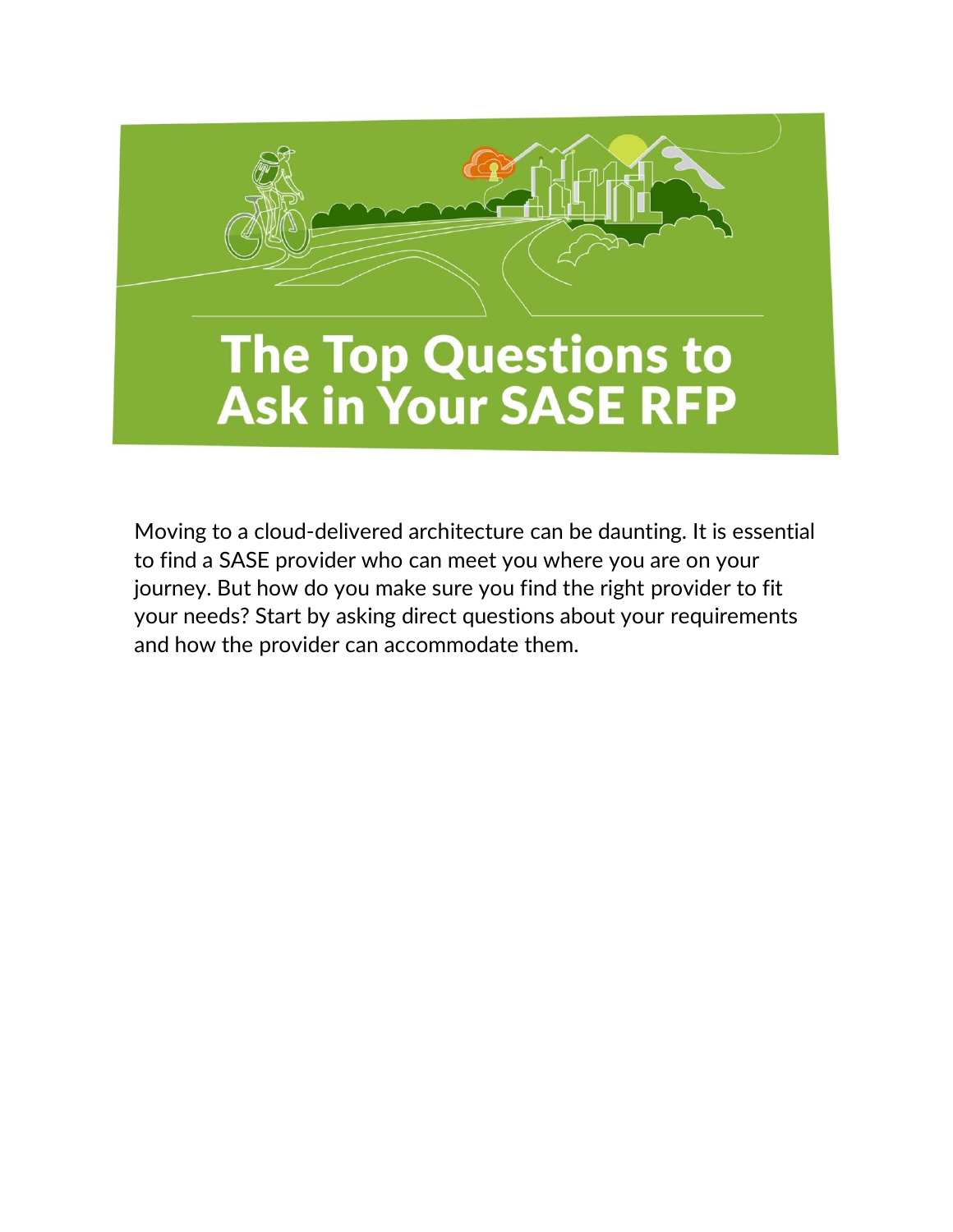# The Top Questions to Ask in Your SASE RFP

Moving to a cloud-delivered architecture can be daunting. It is essential to find a SASE provider who can meet you where you are on your journey. But how do you make sure you find the right provider to fit your needs? Start by asking direct questions about your requirements and how the provider can accommodate them.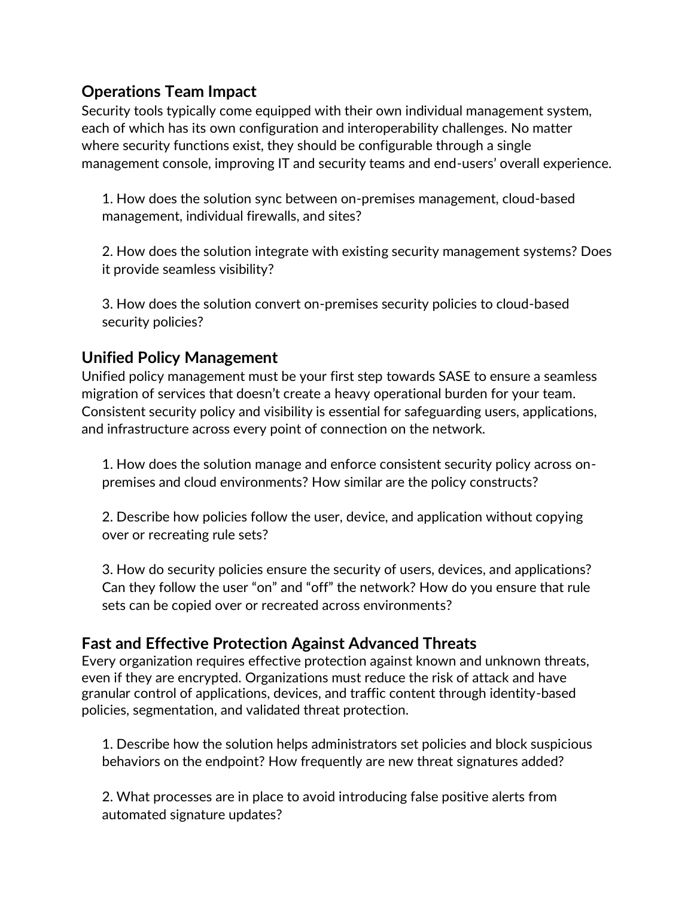## Operations Team Impact

Security tools typically come equipped with their own individual management system, each of which has its own configuration and interoperability challenges. No matter where security functions exist, they should be configurable through a single management console, improving IT and security teams and end-users' overall experience.

1. How does the solution sync between on-premises management, cloud-based management, individual firewalls, and sites?

2. How does the solution integrate with existing security management systems? Does it provide seamless visibility?

3. How does the solution convert on-premises security policies to cloud-based security policies?

## Unified Policy Management

Unified policy management must be your first step towards SASE to ensure a seamless migration of services that doesn't create a heavy operational burden for your team. Consistent security policy and visibility is essential for safeguarding users, applications, and infrastructure across every point of connection on the network.

1. How does the solution manage and enforce consistent security policy across on-premises and cloud environments? How similar are the policy constructs?

2. Describe how policies follow the user, device, and application without copying over or recreating rule sets?

3. How do security policies ensure the security of users, devices, and applications? Can they follow the user "on" and "off" the network? How do you ensure that rule sets can be copied over or recreated across environments?

## Fast and Effective Protection Against Advanced Threats

Every organization requires effective protection against known and unknown threats, even if they are encrypted. Organizations must reduce the risk of attack and have granular control of applications, devices, and traffic content through identity-based policies, segmentation, and validated threat protection.

1. Describe how the solution helps administrators set policies and block suspicious behaviors on the endpoint? How frequently are new threat signatures added?

2. What processes are in place to avoid introducing false positive alerts from automated signature updates?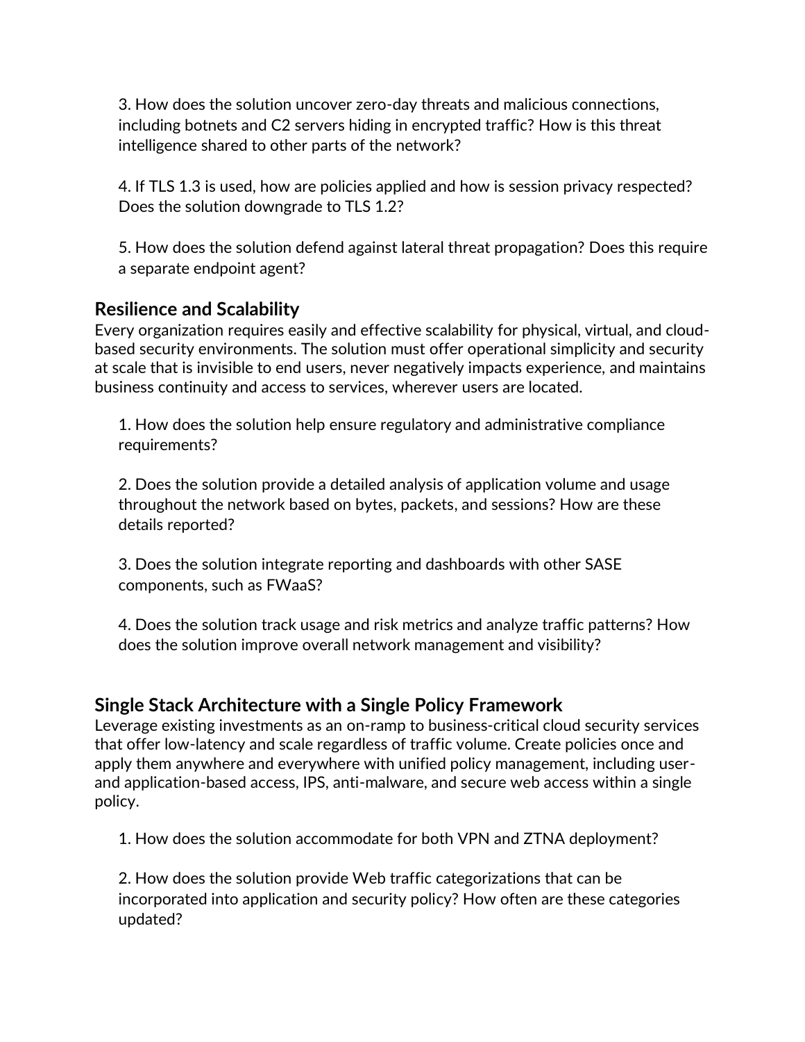3. How does the solution uncover zero-day threats and malicious connections, including botnets and C2 servers hiding in encrypted traffic? How is this threat intelligence shared to other parts of the network?

4. If TLS 1.3 is used, how are policies applied and how is session privacy respected? Does the solution downgrade to TLS 1.2?

5. How does the solution defend against lateral threat propagation? Does this require a separate endpoint agent?

## Resilience and Scalability

Every organization requires easily and effective scalability for physical, virtual, and cloud-based security environments. The solution must offer operational simplicity and security at scale that is invisible to end users, never negatively impacts experience, and maintains business continuity and access to services, wherever users are located.

1. How does the solution help ensure regulatory and administrative compliance requirements?

2. Does the solution provide a detailed analysis of application volume and usage throughout the network based on bytes, packets, and sessions? How are these details reported?

3. Does the solution integrate reporting and dashboards with other SASE components, such as FWaaS?

4. Does the solution track usage and risk metrics and analyze traffic patterns? How does the solution improve overall network management and visibility?

## Single Stack Architecture with a Single Policy Framework

Leverage existing investments as an on-ramp to business-critical cloud security services that offer low-latency and scale regardless of traffic volume. Create policies once and apply them anywhere and everywhere with unified policy management, including user- and application-based access, IPS, anti-malware, and secure web access within a single policy.

1. How does the solution accommodate for both VPN and ZTNA deployment?

2. How does the solution provide Web traffic categorizations that can be incorporated into application and security policy? How often are these categories updated?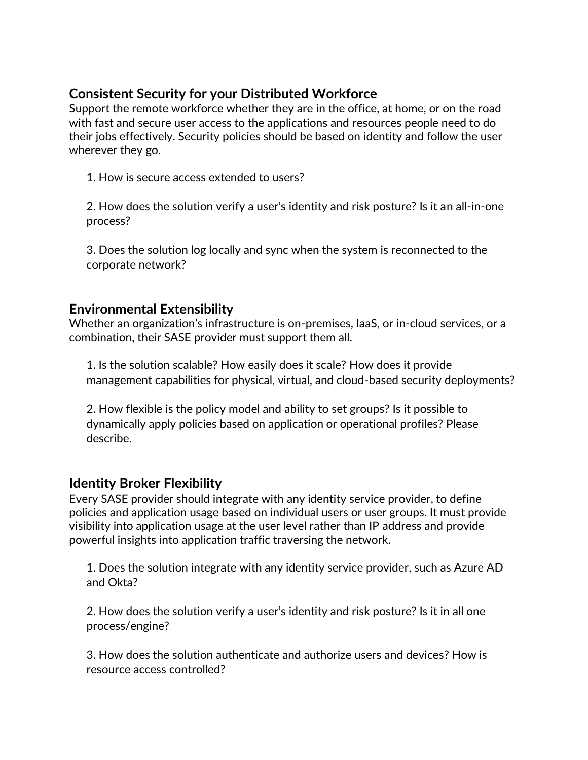## Consistent Security for your Distributed Workforce

Support the remote workforce whether they are in the office, at home, or on the road with fast and secure user access to the applications and resources people need to do their jobs effectively. Security policies should be based on identity and follow the user wherever they go.

1. How is secure access extended to users?

2. How does the solution verify a user's identity and risk posture? Is it an all-in-one process?

3. Does the solution log locally and sync when the system is reconnected to the corporate network?

## Environmental Extensibility

Whether an organization's infrastructure is on-premises, IaaS, or in-cloud services, or a combination, their SASE provider must support them all.

1. Is the solution scalable? How easily does it scale? How does it provide management capabilities for physical, virtual, and cloud-based security deployments?

2. How flexible is the policy model and ability to set groups? Is it possible to dynamically apply policies based on application or operational profiles? Please describe.

## Identity Broker Flexibility

Every SASE provider should integrate with any identity service provider, to define policies and application usage based on individual users or user groups. It must provide visibility into application usage at the user level rather than IP address and provide powerful insights into application traffic traversing the network.

1. Does the solution integrate with any identity service provider, such as Azure AD and Okta?

2. How does the solution verify a user's identity and risk posture? Is it in all one process/engine?

3. How does the solution authenticate and authorize users and devices? How is resource access controlled?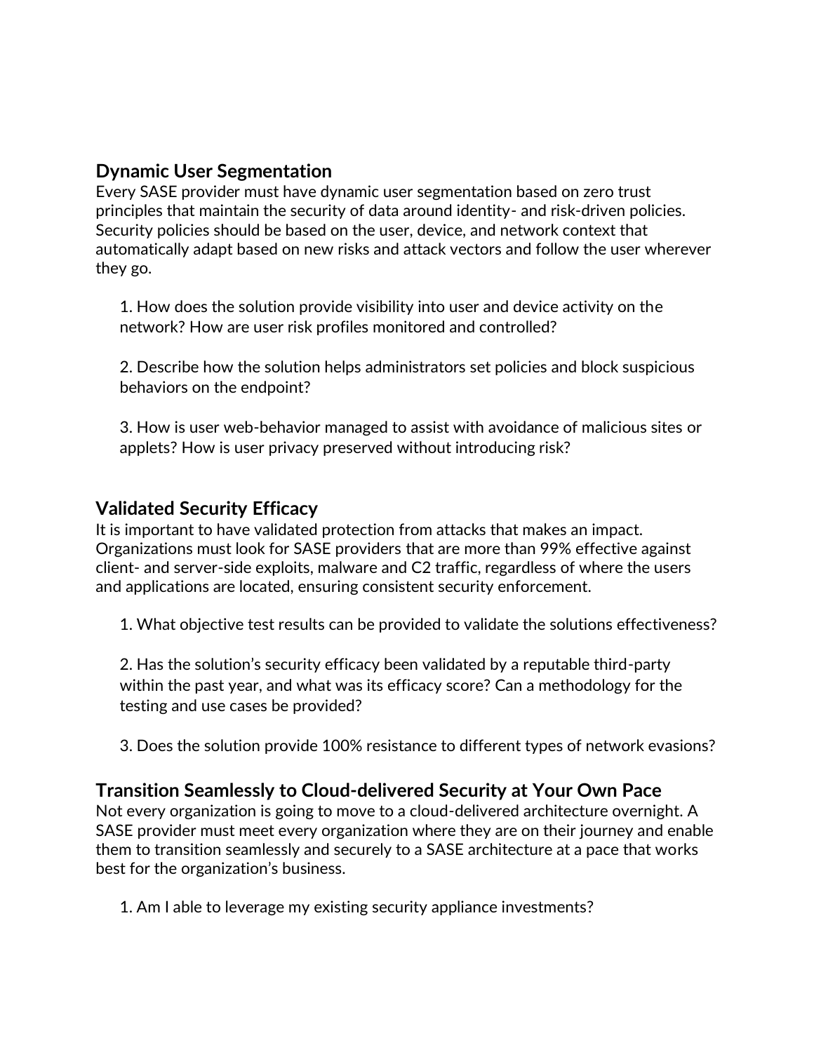## Dynamic User Segmentation

Every SASE provider must have dynamic user segmentation based on zero trust principles that maintain the security of data around identity- and risk-driven policies. Security policies should be based on the user, device, and network context that automatically adapt based on new risks and attack vectors and follow the user wherever they go.

1. How does the solution provide visibility into user and device activity on the network? How are user risk profiles monitored and controlled?

2. Describe how the solution helps administrators set policies and block suspicious behaviors on the endpoint?

3. How is user web-behavior managed to assist with avoidance of malicious sites or applets? How is user privacy preserved without introducing risk?

## Validated Security Efficacy

It is important to have validated protection from attacks that makes an impact. Organizations must look for SASE providers that are more than 99% effective against client- and server-side exploits, malware and C2 traffic, regardless of where the users and applications are located, ensuring consistent security enforcement.

1. What objective test results can be provided to validate the solutions effectiveness?

2. Has the solution's security efficacy been validated by a reputable third-party within the past year, and what was its efficacy score? Can a methodology for the testing and use cases be provided?

3. Does the solution provide 100% resistance to different types of network evasions?

## Transition Seamlessly to Cloud-delivered Security at Your Own Pace

Not every organization is going to move to a cloud-delivered architecture overnight. A SASE provider must meet every organization where they are on their journey and enable them to transition seamlessly and securely to a SASE architecture at a pace that works best for the organization's business.

1. Am I able to leverage my existing security appliance investments?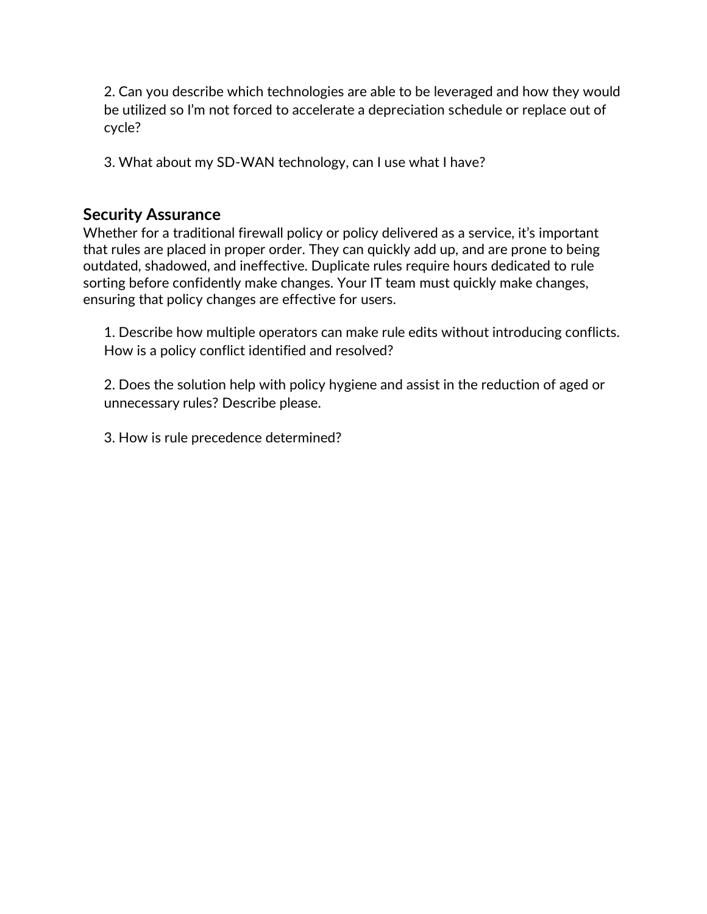2. Can you describe which technologies are able to be leveraged and how they would be utilized so I'm not forced to accelerate a depreciation schedule or replace out of cycle?

3. What about my SD-WAN technology, can I use what I have?

## Security Assurance

Whether for a traditional firewall policy or policy delivered as a service, it's important that rules are placed in proper order. They can quickly add up, and are prone to being outdated, shadowed, and ineffective. Duplicate rules require hours dedicated to rule sorting before confidently make changes. Your IT team must quickly make changes, ensuring that policy changes are effective for users.

1. Describe how multiple operators can make rule edits without introducing conflicts. How is a policy conflict identified and resolved?

2. Does the solution help with policy hygiene and assist in the reduction of aged or unnecessary rules? Describe please.

3. How is rule precedence determined?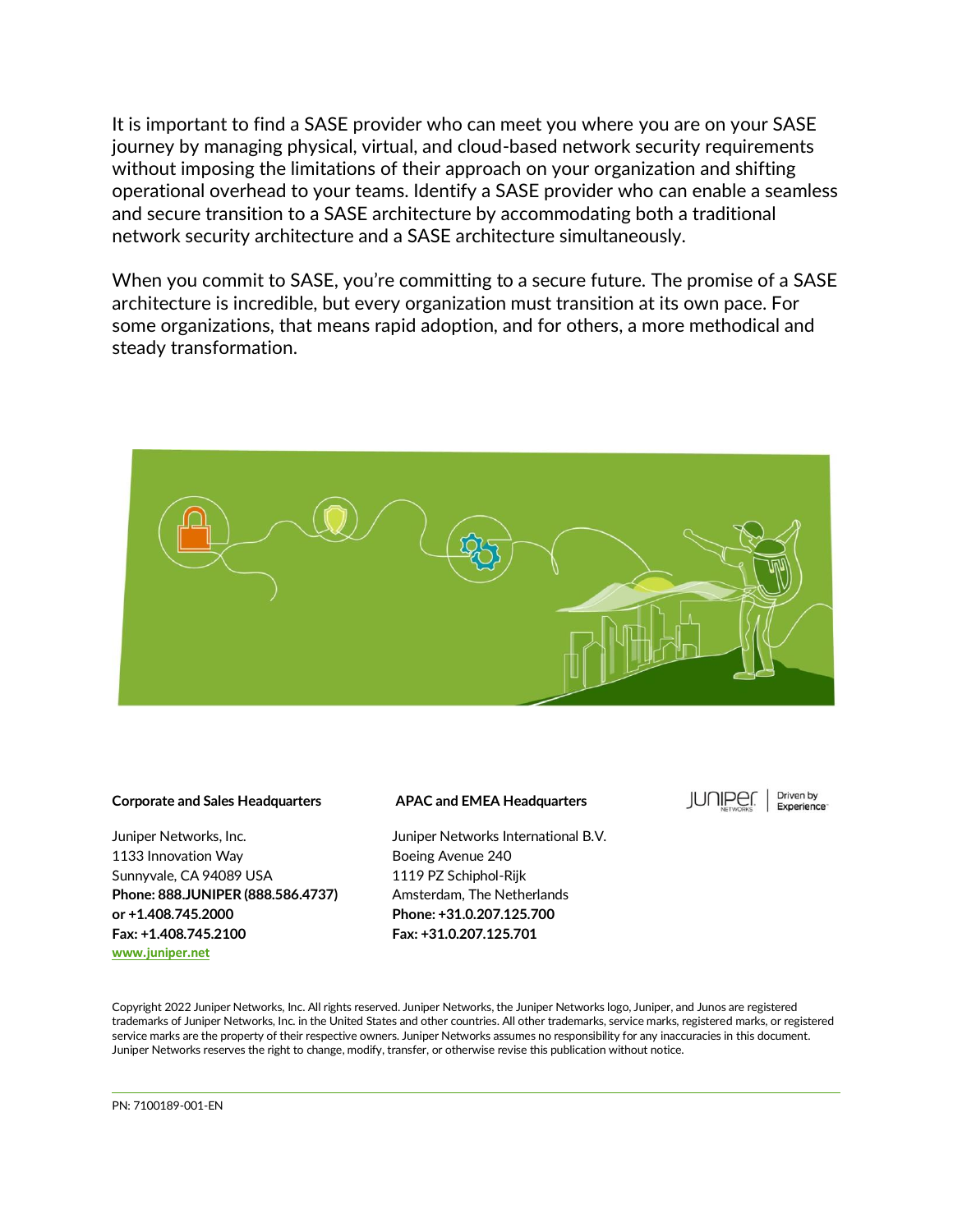It is important to find a SASE provider who can meet you where you are on your SASE journey by managing physical, virtual, and cloud-based network security requirements without imposing the limitations of their approach on your organization and shifting operational overhead to your teams. Identify a SASE provider who can enable a seamless and secure transition to a SASE architecture by accommodating both a traditional network security architecture and a SASE architecture simultaneously.

When you commit to SASE, you're committing to a secure future. The promise of a SASE architecture is incredible, but every organization must transition at its own pace. For some organizations, that means rapid adoption, and for others, a more methodical and steady transformation.

**Corporate and Sales Headquarters**

Juniper Networks, Inc.
1133 Innovation Way
Sunnyvale, CA 94089 USA
**Phone: 888.JUNIPER (888.586.4737)**
**or +1.408.745.2000**
**Fax: +1.408.745.2100**
**www.juniper.net**

**APAC and EMEA Headquarters**

Juniper Networks International B.V.
Boeing Avenue 240
1119 PZ Schiphol-Rijk
Amsterdam, The Netherlands
**Phone: +31.0.207.125.700**
**Fax: +31.0.207.125.701**

Juniper Networks | Driven by Experience

Copyright 2022 Juniper Networks, Inc. All rights reserved. Juniper Networks, the Juniper Networks logo, Juniper, and Junos are registered trademarks of Juniper Networks, Inc. in the United States and other countries. All other trademarks, service marks, registered marks, or registered service marks are the property of their respective owners. Juniper Networks assumes no responsibility for any inaccuracies in this document. Juniper Networks reserves the right to change, modify, transfer, or otherwise revise this publication without notice.

PN: 7100189-001-EN